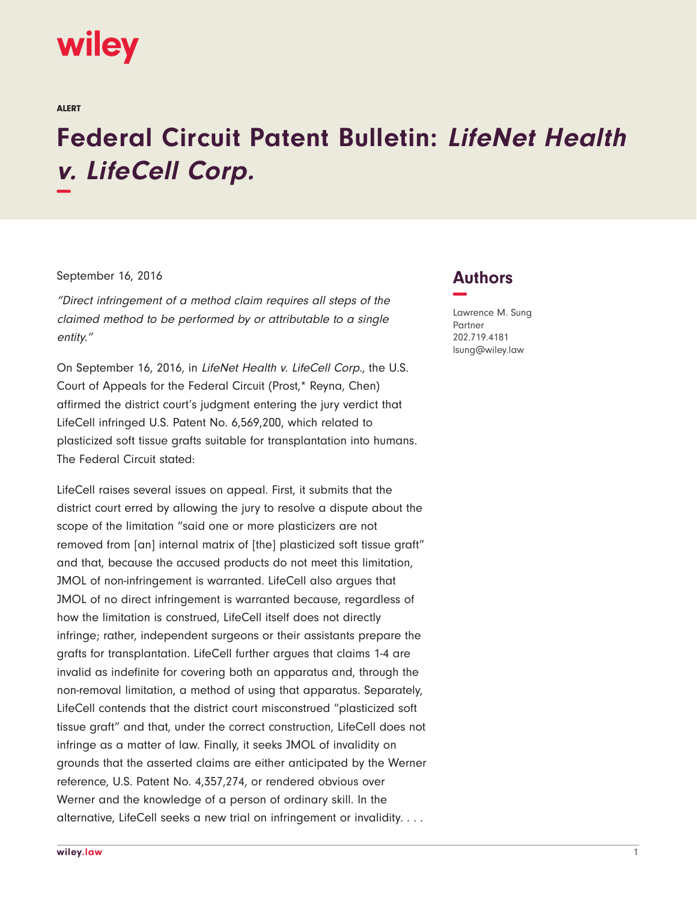wiley

ALERT

# Federal Circuit Patent Bulletin: *LifeNet Health v. LifeCell Corp.*

September 16, 2016

*"Direct infringement of a method claim requires all steps of the claimed method to be performed by or attributable to a single entity."*

On September 16, 2016, in *LifeNet Health v. LifeCell Corp.*, the U.S. Court of Appeals for the Federal Circuit (Prost,* Reyna, Chen) affirmed the district court's judgment entering the jury verdict that LifeCell infringed U.S. Patent No. 6,569,200, which related to plasticized soft tissue grafts suitable for transplantation into humans. The Federal Circuit stated:

LifeCell raises several issues on appeal. First, it submits that the district court erred by allowing the jury to resolve a dispute about the scope of the limitation "said one or more plasticizers are not removed from [an] internal matrix of [the] plasticized soft tissue graft" and that, because the accused products do not meet this limitation, JMOL of non-infringement is warranted. LifeCell also argues that JMOL of no direct infringement is warranted because, regardless of how the limitation is construed, LifeCell itself does not directly infringe; rather, independent surgeons or their assistants prepare the grafts for transplantation. LifeCell further argues that claims 1-4 are invalid as indefinite for covering both an apparatus and, through the non-removal limitation, a method of using that apparatus. Separately, LifeCell contends that the district court misconstrued "plasticized soft tissue graft" and that, under the correct construction, LifeCell does not infringe as a matter of law. Finally, it seeks JMOL of invalidity on grounds that the asserted claims are either anticipated by the Werner reference, U.S. Patent No. 4,357,274, or rendered obvious over Werner and the knowledge of a person of ordinary skill. In the alternative, LifeCell seeks a new trial on infringement or invalidity. . . .

## Authors

Lawrence M. Sung
Partner
202.719.4181
lsung@wiley.law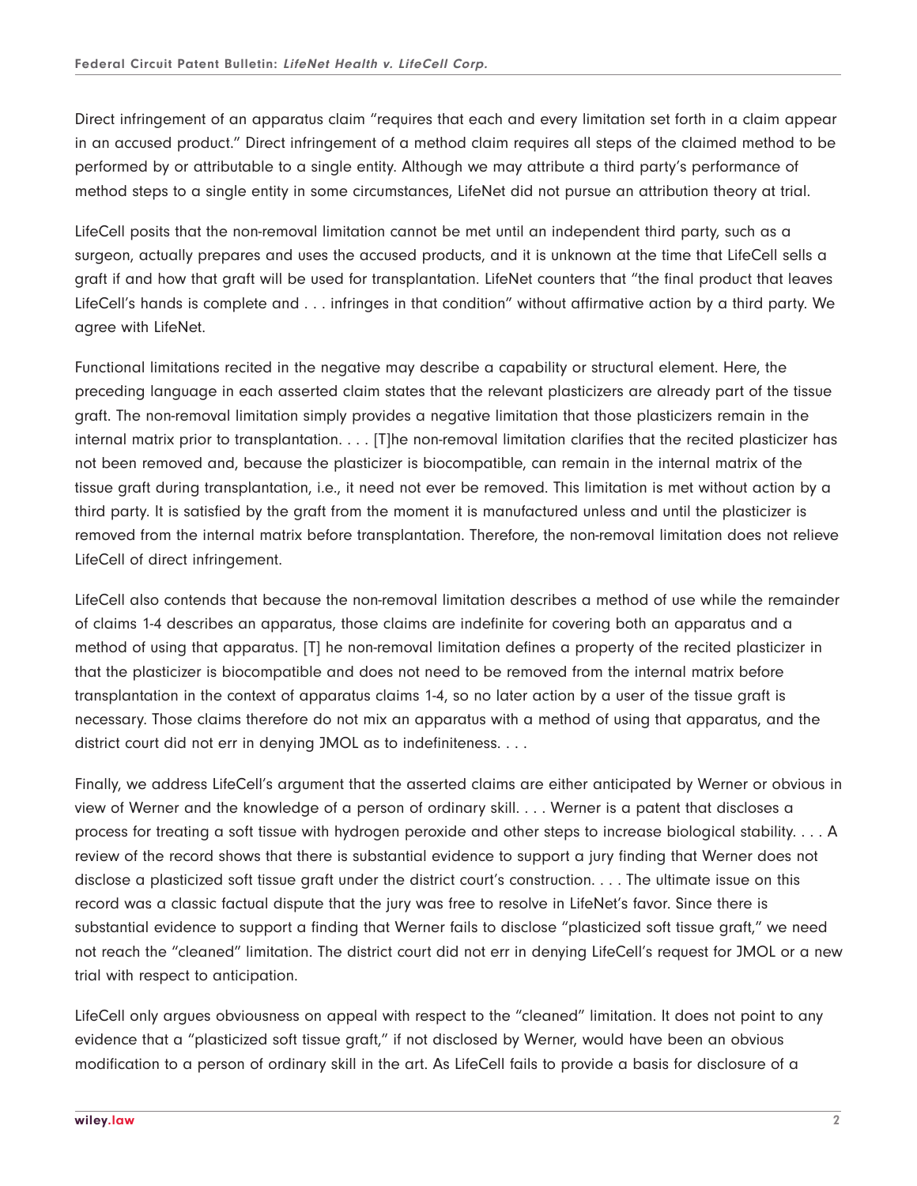Direct infringement of an apparatus claim "requires that each and every limitation set forth in a claim appear in an accused product." Direct infringement of a method claim requires all steps of the claimed method to be performed by or attributable to a single entity. Although we may attribute a third party's performance of method steps to a single entity in some circumstances, LifeNet did not pursue an attribution theory at trial.

LifeCell posits that the non-removal limitation cannot be met until an independent third party, such as a surgeon, actually prepares and uses the accused products, and it is unknown at the time that LifeCell sells a graft if and how that graft will be used for transplantation. LifeNet counters that "the final product that leaves LifeCell's hands is complete and . . . infringes in that condition" without affirmative action by a third party. We agree with LifeNet.

Functional limitations recited in the negative may describe a capability or structural element. Here, the preceding language in each asserted claim states that the relevant plasticizers are already part of the tissue graft. The non-removal limitation simply provides a negative limitation that those plasticizers remain in the internal matrix prior to transplantation. . . . [T]he non-removal limitation clarifies that the recited plasticizer has not been removed and, because the plasticizer is biocompatible, can remain in the internal matrix of the tissue graft during transplantation, i.e., it need not ever be removed. This limitation is met without action by a third party. It is satisfied by the graft from the moment it is manufactured unless and until the plasticizer is removed from the internal matrix before transplantation. Therefore, the non-removal limitation does not relieve LifeCell of direct infringement.

LifeCell also contends that because the non-removal limitation describes a method of use while the remainder of claims 1-4 describes an apparatus, those claims are indefinite for covering both an apparatus and a method of using that apparatus. [T] he non-removal limitation defines a property of the recited plasticizer in that the plasticizer is biocompatible and does not need to be removed from the internal matrix before transplantation in the context of apparatus claims 1-4, so no later action by a user of the tissue graft is necessary. Those claims therefore do not mix an apparatus with a method of using that apparatus, and the district court did not err in denying JMOL as to indefiniteness. . . .

Finally, we address LifeCell's argument that the asserted claims are either anticipated by Werner or obvious in view of Werner and the knowledge of a person of ordinary skill. . . . Werner is a patent that discloses a process for treating a soft tissue with hydrogen peroxide and other steps to increase biological stability. . . . A review of the record shows that there is substantial evidence to support a jury finding that Werner does not disclose a plasticized soft tissue graft under the district court's construction. . . . The ultimate issue on this record was a classic factual dispute that the jury was free to resolve in LifeNet's favor. Since there is substantial evidence to support a finding that Werner fails to disclose "plasticized soft tissue graft," we need not reach the "cleaned" limitation. The district court did not err in denying LifeCell's request for JMOL or a new trial with respect to anticipation.

LifeCell only argues obviousness on appeal with respect to the "cleaned" limitation. It does not point to any evidence that a "plasticized soft tissue graft," if not disclosed by Werner, would have been an obvious modification to a person of ordinary skill in the art. As LifeCell fails to provide a basis for disclosure of a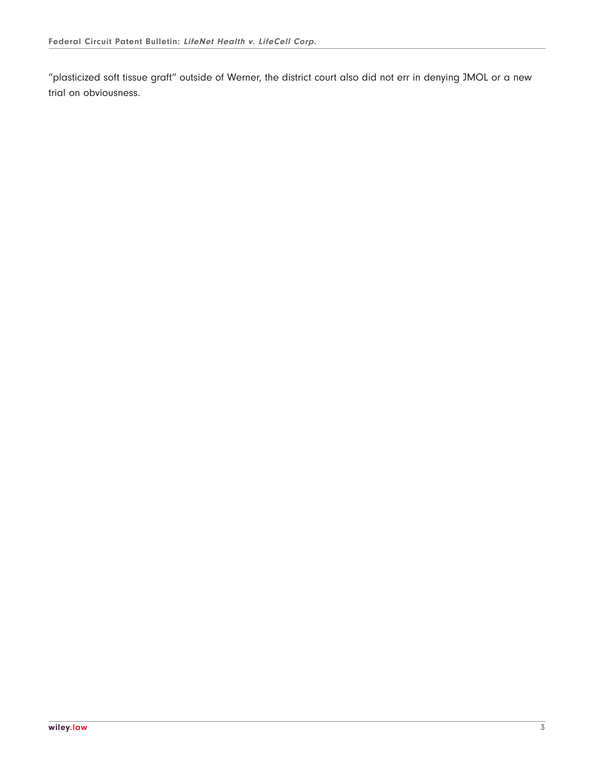"plasticized soft tissue graft" outside of Werner, the district court also did not err in denying JMOL or a new trial on obviousness.